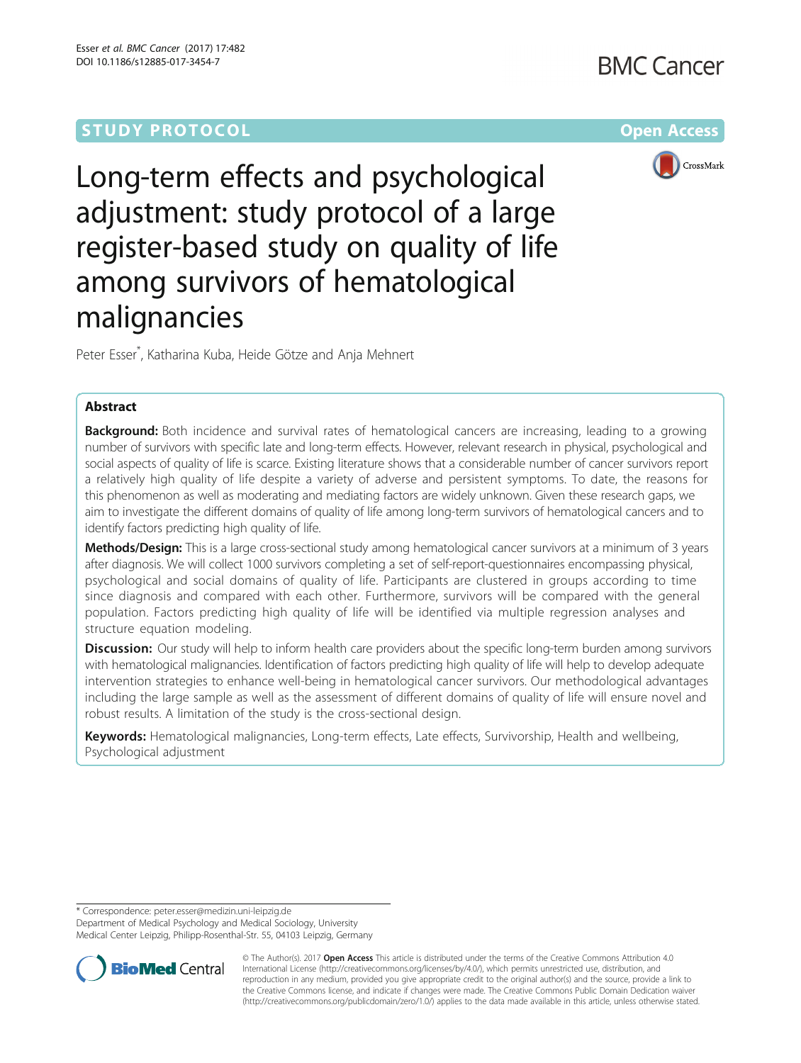STUDY PROTOCOL

Open Access

# Long-term effects and psychological adjustment: study protocol of a large register-based study on quality of life among survivors of hematological malignancies

Peter Esser[*], Katharina Kuba, Heide Götze and Anja Mehnert

## Abstract

**Background:** Both incidence and survival rates of hematological cancers are increasing, leading to a growing number of survivors with specific late and long-term effects. However, relevant research in physical, psychological and social aspects of quality of life is scarce. Existing literature shows that a considerable number of cancer survivors report a relatively high quality of life despite a variety of adverse and persistent symptoms. To date, the reasons for this phenomenon as well as moderating and mediating factors are widely unknown. Given these research gaps, we aim to investigate the different domains of quality of life among long-term survivors of hematological cancers and to identify factors predicting high quality of life.

**Methods/Design:** This is a large cross-sectional study among hematological cancer survivors at a minimum of 3 years after diagnosis. We will collect 1000 survivors completing a set of self-report-questionnaires encompassing physical, psychological and social domains of quality of life. Participants are clustered in groups according to time since diagnosis and compared with each other. Furthermore, survivors will be compared with the general population. Factors predicting high quality of life will be identified via multiple regression analyses and structure equation modeling.

**Discussion:** Our study will help to inform health care providers about the specific long-term burden among survivors with hematological malignancies. Identification of factors predicting high quality of life will help to develop adequate intervention strategies to enhance well-being in hematological cancer survivors. Our methodological advantages including the large sample as well as the assessment of different domains of quality of life will ensure novel and robust results. A limitation of the study is the cross-sectional design.

**Keywords:** Hematological malignancies, Long-term effects, Late effects, Survivorship, Health and wellbeing, Psychological adjustment

---

* Correspondence: peter.esser@medizin.uni-leipzig.de
Department of Medical Psychology and Medical Sociology, University Medical Center Leipzig, Philipp-Rosenthal-Str. 55, 04103 Leipzig, Germany

© The Author(s). 2017 **Open Access** This article is distributed under the terms of the Creative Commons Attribution 4.0 International License (http://creativecommons.org/licenses/by/4.0/), which permits unrestricted use, distribution, and reproduction in any medium, provided you give appropriate credit to the original author(s) and the source, provide a link to the Creative Commons license, and indicate if changes were made. The Creative Commons Public Domain Dedication waiver (http://creativecommons.org/publicdomain/zero/1.0/) applies to the data made available in this article, unless otherwise stated.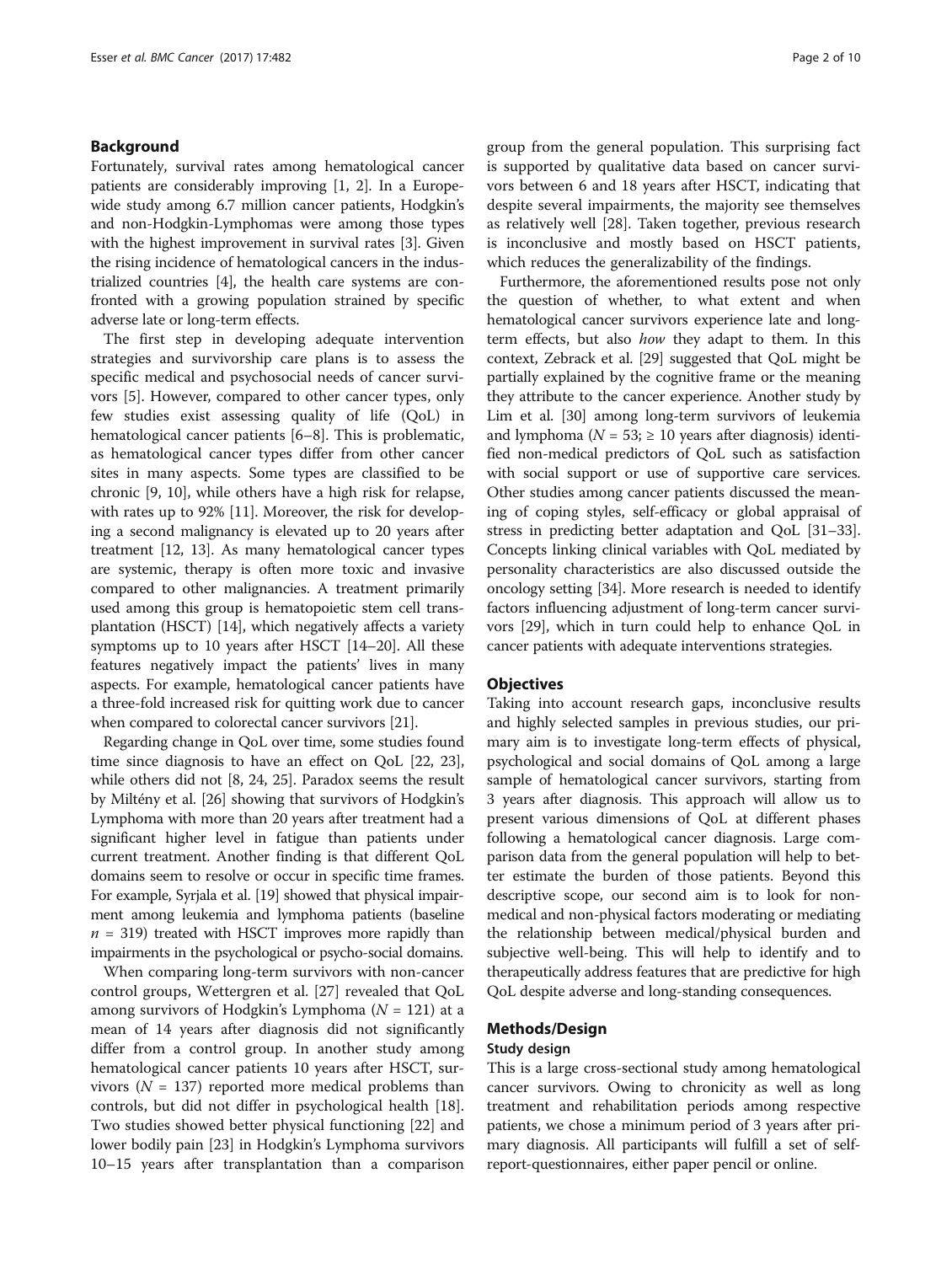## Background

Fortunately, survival rates among hematological cancer patients are considerably improving [1, 2]. In a Europe-wide study among 6.7 million cancer patients, Hodgkin's and non-Hodgkin-Lymphomas were among those types with the highest improvement in survival rates [3]. Given the rising incidence of hematological cancers in the industrialized countries [4], the health care systems are confronted with a growing population strained by specific adverse late or long-term effects.

The first step in developing adequate intervention strategies and survivorship care plans is to assess the specific medical and psychosocial needs of cancer survivors [5]. However, compared to other cancer types, only few studies exist assessing quality of life (QoL) in hematological cancer patients [6–8]. This is problematic, as hematological cancer types differ from other cancer sites in many aspects. Some types are classified to be chronic [9, 10], while others have a high risk for relapse, with rates up to 92% [11]. Moreover, the risk for developing a second malignancy is elevated up to 20 years after treatment [12, 13]. As many hematological cancer types are systemic, therapy is often more toxic and invasive compared to other malignancies. A treatment primarily used among this group is hematopoietic stem cell transplantation (HSCT) [14], which negatively affects a variety symptoms up to 10 years after HSCT [14–20]. All these features negatively impact the patients' lives in many aspects. For example, hematological cancer patients have a three-fold increased risk for quitting work due to cancer when compared to colorectal cancer survivors [21].

Regarding change in QoL over time, some studies found time since diagnosis to have an effect on QoL [22, 23], while others did not [8, 24, 25]. Paradox seems the result by Miltény et al. [26] showing that survivors of Hodgkin's Lymphoma with more than 20 years after treatment had a significant higher level in fatigue than patients under current treatment. Another finding is that different QoL domains seem to resolve or occur in specific time frames. For example, Syrjala et al. [19] showed that physical impairment among leukemia and lymphoma patients (baseline $n$ = 319) treated with HSCT improves more rapidly than impairments in the psychological or psycho-social domains.

When comparing long-term survivors with non-cancer control groups, Wettergren et al. [27] revealed that QoL among survivors of Hodgkin's Lymphoma ($N$ = 121) at a mean of 14 years after diagnosis did not significantly differ from a control group. In another study among hematological cancer patients 10 years after HSCT, survivors ($N$ = 137) reported more medical problems than controls, but did not differ in psychological health [18]. Two studies showed better physical functioning [22] and lower bodily pain [23] in Hodgkin's Lymphoma survivors 10–15 years after transplantation than a comparison group from the general population. This surprising fact is supported by qualitative data based on cancer survivors between 6 and 18 years after HSCT, indicating that despite several impairments, the majority see themselves as relatively well [28]. Taken together, previous research is inconclusive and mostly based on HSCT patients, which reduces the generalizability of the findings.

Furthermore, the aforementioned results pose not only the question of whether, to what extent and when hematological cancer survivors experience late and long-term effects, but also *how* they adapt to them. In this context, Zebrack et al. [29] suggested that QoL might be partially explained by the cognitive frame or the meaning they attribute to the cancer experience. Another study by Lim et al. [30] among long-term survivors of leukemia and lymphoma ($N$ = 53; ≥ 10 years after diagnosis) identified non-medical predictors of QoL such as satisfaction with social support or use of supportive care services. Other studies among cancer patients discussed the meaning of coping styles, self-efficacy or global appraisal of stress in predicting better adaptation and QoL [31–33]. Concepts linking clinical variables with QoL mediated by personality characteristics are also discussed outside the oncology setting [34]. More research is needed to identify factors influencing adjustment of long-term cancer survivors [29], which in turn could help to enhance QoL in cancer patients with adequate interventions strategies.

## Objectives

Taking into account research gaps, inconclusive results and highly selected samples in previous studies, our primary aim is to investigate long-term effects of physical, psychological and social domains of QoL among a large sample of hematological cancer survivors, starting from 3 years after diagnosis. This approach will allow us to present various dimensions of QoL at different phases following a hematological cancer diagnosis. Large comparison data from the general population will help to better estimate the burden of those patients. Beyond this descriptive scope, our second aim is to look for non-medical and non-physical factors moderating or mediating the relationship between medical/physical burden and subjective well-being. This will help to identify and to therapeutically address features that are predictive for high QoL despite adverse and long-standing consequences.

## Methods/Design

### Study design

This is a large cross-sectional study among hematological cancer survivors. Owing to chronicity as well as long treatment and rehabilitation periods among respective patients, we chose a minimum period of 3 years after primary diagnosis. All participants will fulfill a set of self-report-questionnaires, either paper pencil or online.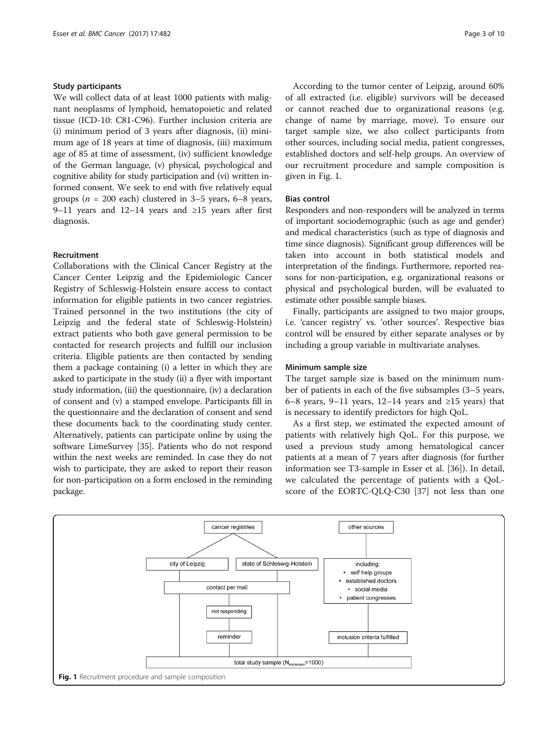### Study participants

We will collect data of at least 1000 patients with malignant neoplasms of lymphoid, hematopoietic and related tissue (ICD-10: C81-C96). Further inclusion criteria are (i) minimum period of 3 years after diagnosis, (ii) minimum age of 18 years at time of diagnosis, (iii) maximum age of 85 at time of assessment, (iv) sufficient knowledge of the German language, (v) physical, psychological and cognitive ability for study participation and (vi) written informed consent. We seek to end with five relatively equal groups ($n$ = 200 each) clustered in 3–5 years, 6–8 years, 9–11 years and 12–14 years and ≥15 years after first diagnosis.

### Recruitment

Collaborations with the Clinical Cancer Registry at the Cancer Center Leipzig and the Epidemiologic Cancer Registry of Schleswig-Holstein ensure access to contact information for eligible patients in two cancer registries. Trained personnel in the two institutions (the city of Leipzig and the federal state of Schleswig-Holstein) extract patients who both gave general permission to be contacted for research projects and fulfill our inclusion criteria. Eligible patients are then contacted by sending them a package containing (i) a letter in which they are asked to participate in the study (ii) a flyer with important study information, (iii) the questionnaire, (iv) a declaration of consent and (v) a stamped envelope. Participants fill in the questionnaire and the declaration of consent and send these documents back to the coordinating study center. Alternatively, patients can participate online by using the software LimeSurvey [35]. Patients who do not respond within the next weeks are reminded. In case they do not wish to participate, they are asked to report their reason for non-participation on a form enclosed in the reminding package.

According to the tumor center of Leipzig, around 60% of all extracted (i.e. eligible) survivors will be deceased or cannot reached due to organizational reasons (e.g. change of name by marriage, move). To ensure our target sample size, we also collect participants from other sources, including social media, patient congresses, established doctors and self-help groups. An overview of our recruitment procedure and sample composition is given in Fig. 1.

### Bias control

Responders and non-responders will be analyzed in terms of important sociodemographic (such as age and gender) and medical characteristics (such as type of diagnosis and time since diagnosis). Significant group differences will be taken into account in both statistical models and interpretation of the findings. Furthermore, reported reasons for non-participation, e.g. organizational reasons or physical and psychological burden, will be evaluated to estimate other possible sample biases.

Finally, participants are assigned to two major groups, i.e. 'cancer registry' vs. 'other sources'. Respective bias control will be ensured by either separate analyses or by including a group variable in multivariate analyses.

### Minimum sample size

The target sample size is based on the minimum number of patients in each of the five subsamples (3–5 years, 6–8 years, 9–11 years, 12–14 years and ≥15 years) that is necessary to identify predictors for high QoL.

As a first step, we estimated the expected amount of patients with relatively high QoL. For this purpose, we used a previous study among hematological cancer patients at a mean of 7 years after diagnosis (for further information see T3-sample in Esser et al. [36]). In detail, we calculated the percentage of patients with a QoL-score of the EORTC-QLQ-C30 [37] not less than one

cancer registries: city of Leipzig; state of Schleswig-Holstein → contact per mail → not responding → reminder

other sources including:
- self help groups
- established doctors
- social media
- patient congresses

→ inclusion criteria fulfilled

total study sample ($N_{minimum}$=1000)

**Fig. 1** Recruitment procedure and sample composition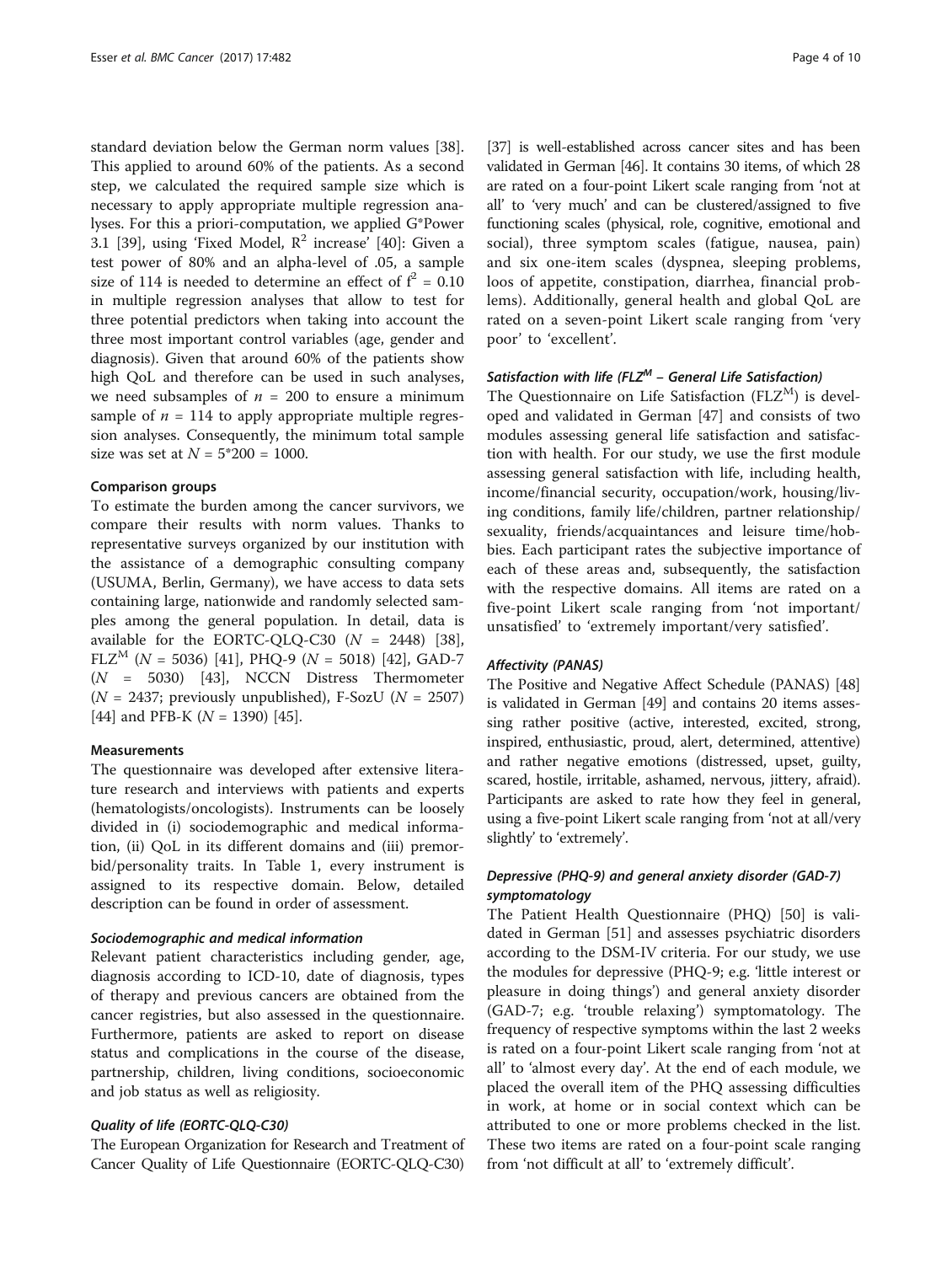standard deviation below the German norm values [38]. This applied to around 60% of the patients. As a second step, we calculated the required sample size which is necessary to apply appropriate multiple regression analyses. For this a priori-computation, we applied G*Power 3.1 [39], using 'Fixed Model, $R^2$ increase' [40]: Given a test power of 80% and an alpha-level of .05, a sample size of 114 is needed to determine an effect of $f^2 = 0.10$ in multiple regression analyses that allow to test for three potential predictors when taking into account the three most important control variables (age, gender and diagnosis). Given that around 60% of the patients show high QoL and therefore can be used in such analyses, we need subsamples of $n = 200$ to ensure a minimum sample of $n = 114$ to apply appropriate multiple regression analyses. Consequently, the minimum total sample size was set at $N = 5*200 = 1000$.

#### Comparison groups

To estimate the burden among the cancer survivors, we compare their results with norm values. Thanks to representative surveys organized by our institution with the assistance of a demographic consulting company (USUMA, Berlin, Germany), we have access to data sets containing large, nationwide and randomly selected samples among the general population. In detail, data is available for the EORTC-QLQ-C30 ($N = 2448$) [38], $FLZ^M$ ($N = 5036$) [41], PHQ-9 ($N = 5018$) [42], GAD-7 ($N = 5030$) [43], NCCN Distress Thermometer ($N = 2437$; previously unpublished), F-SozU ($N = 2507$) [44] and PFB-K ($N = 1390$) [45].

#### Measurements

The questionnaire was developed after extensive literature research and interviews with patients and experts (hematologists/oncologists). Instruments can be loosely divided in (i) sociodemographic and medical information, (ii) QoL in its different domains and (iii) premorbid/personality traits. In Table 1, every instrument is assigned to its respective domain. Below, detailed description can be found in order of assessment.

##### *Sociodemographic and medical information*

Relevant patient characteristics including gender, age, diagnosis according to ICD-10, date of diagnosis, types of therapy and previous cancers are obtained from the cancer registries, but also assessed in the questionnaire. Furthermore, patients are asked to report on disease status and complications in the course of the disease, partnership, children, living conditions, socioeconomic and job status as well as religiosity.

##### *Quality of life (EORTC-QLQ-C30)*

The European Organization for Research and Treatment of Cancer Quality of Life Questionnaire (EORTC-QLQ-C30) [37] is well-established across cancer sites and has been validated in German [46]. It contains 30 items, of which 28 are rated on a four-point Likert scale ranging from 'not at all' to 'very much' and can be clustered/assigned to five functioning scales (physical, role, cognitive, emotional and social), three symptom scales (fatigue, nausea, pain) and six one-item scales (dyspnea, sleeping problems, loos of appetite, constipation, diarrhea, financial problems). Additionally, general health and global QoL are rated on a seven-point Likert scale ranging from 'very poor' to 'excellent'.

##### *Satisfaction with life ($FLZ^M$ – General Life Satisfaction)*

The Questionnaire on Life Satisfaction ($FLZ^M$) is developed and validated in German [47] and consists of two modules assessing general life satisfaction and satisfaction with health. For our study, we use the first module assessing general satisfaction with life, including health, income/financial security, occupation/work, housing/living conditions, family life/children, partner relationship/sexuality, friends/acquaintances and leisure time/hobbies. Each participant rates the subjective importance of each of these areas and, subsequently, the satisfaction with the respective domains. All items are rated on a five-point Likert scale ranging from 'not important/unsatisfied' to 'extremely important/very satisfied'.

##### *Affectivity (PANAS)*

The Positive and Negative Affect Schedule (PANAS) [48] is validated in German [49] and contains 20 items assessing rather positive (active, interested, excited, strong, inspired, enthusiastic, proud, alert, determined, attentive) and rather negative emotions (distressed, upset, guilty, scared, hostile, irritable, ashamed, nervous, jittery, afraid). Participants are asked to rate how they feel in general, using a five-point Likert scale ranging from 'not at all/very slightly' to 'extremely'.

##### *Depressive (PHQ-9) and general anxiety disorder (GAD-7) symptomatology*

The Patient Health Questionnaire (PHQ) [50] is validated in German [51] and assesses psychiatric disorders according to the DSM-IV criteria. For our study, we use the modules for depressive (PHQ-9; e.g. 'little interest or pleasure in doing things') and general anxiety disorder (GAD-7; e.g. 'trouble relaxing') symptomatology. The frequency of respective symptoms within the last 2 weeks is rated on a four-point Likert scale ranging from 'not at all' to 'almost every day'. At the end of each module, we placed the overall item of the PHQ assessing difficulties in work, at home or in social context which can be attributed to one or more problems checked in the list. These two items are rated on a four-point scale ranging from 'not difficult at all' to 'extremely difficult'.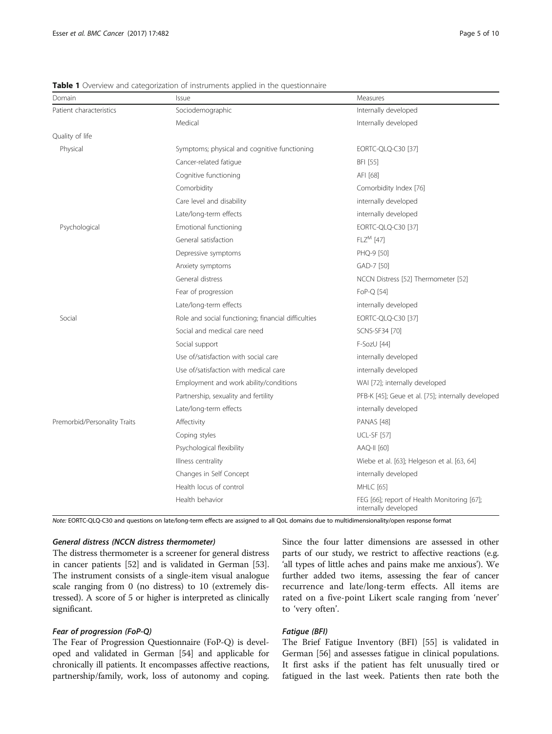**Table 1** Overview and categorization of instruments applied in the questionnaire

| Domain | Issue | Measures |
|---|---|---|
| Patient characteristics | Sociodemographic | Internally developed |
| | Medical | Internally developed |
| Quality of life | | |
| Physical | Symptoms; physical and cognitive functioning | EORTC-QLQ-C30 [37] |
| | Cancer-related fatigue | BFI [55] |
| | Cognitive functioning | AFI [68] |
| | Comorbidity | Comorbidity Index [76] |
| | Care level and disability | internally developed |
| | Late/long-term effects | internally developed |
| Psychological | Emotional functioning | EORTC-QLQ-C30 [37] |
| | General satisfaction | $FLZ^{M}$ [47] |
| | Depressive symptoms | PHQ-9 [50] |
| | Anxiety symptoms | GAD-7 [50] |
| | General distress | NCCN Distress [52] Thermometer [52] |
| | Fear of progression | FoP-Q [54] |
| | Late/long-term effects | internally developed |
| Social | Role and social functioning; financial difficulties | EORTC-QLQ-C30 [37] |
| | Social and medical care need | SCNS-SF34 [70] |
| | Social support | F-SozU [44] |
| | Use of/satisfaction with social care | internally developed |
| | Use of/satisfaction with medical care | internally developed |
| | Employment and work ability/conditions | WAI [72]; internally developed |
| | Partnership, sexuality and fertility | PFB-K [45]; Geue et al. [75]; internally developed |
| | Late/long-term effects | internally developed |
| Premorbid/Personality Traits | Affectivity | PANAS [48] |
| | Coping styles | UCL-SF [57] |
| | Psychological flexibility | AAQ-II [60] |
| | Illness centrality | Wiebe et al. [63]; Helgeson et al. [63, 64] |
| | Changes in Self Concept | internally developed |
| | Health locus of control | MHLC [65] |
| | Health behavior | FEG [66]; report of Health Monitoring [67]; internally developed |

*Note:* EORTC-QLQ-C30 and questions on late/long-term effects are assigned to all QoL domains due to multidimensionality/open response format

#### *General distress (NCCN distress thermometer)*

The distress thermometer is a screener for general distress in cancer patients [52] and is validated in German [53]. The instrument consists of a single-item visual analogue scale ranging from 0 (no distress) to 10 (extremely distressed). A score of 5 or higher is interpreted as clinically significant.

#### *Fear of progression (FoP-Q)*

The Fear of Progression Questionnaire (FoP-Q) is developed and validated in German [54] and applicable for chronically ill patients. It encompasses affective reactions, partnership/family, work, loss of autonomy and coping. Since the four latter dimensions are assessed in other parts of our study, we restrict to affective reactions (e.g. 'all types of little aches and pains make me anxious'). We further added two items, assessing the fear of cancer recurrence and late/long-term effects. All items are rated on a five-point Likert scale ranging from 'never' to 'very often'.

#### *Fatigue (BFI)*

The Brief Fatigue Inventory (BFI) [55] is validated in German [56] and assesses fatigue in clinical populations. It first asks if the patient has felt unusually tired or fatigued in the last week. Patients then rate both the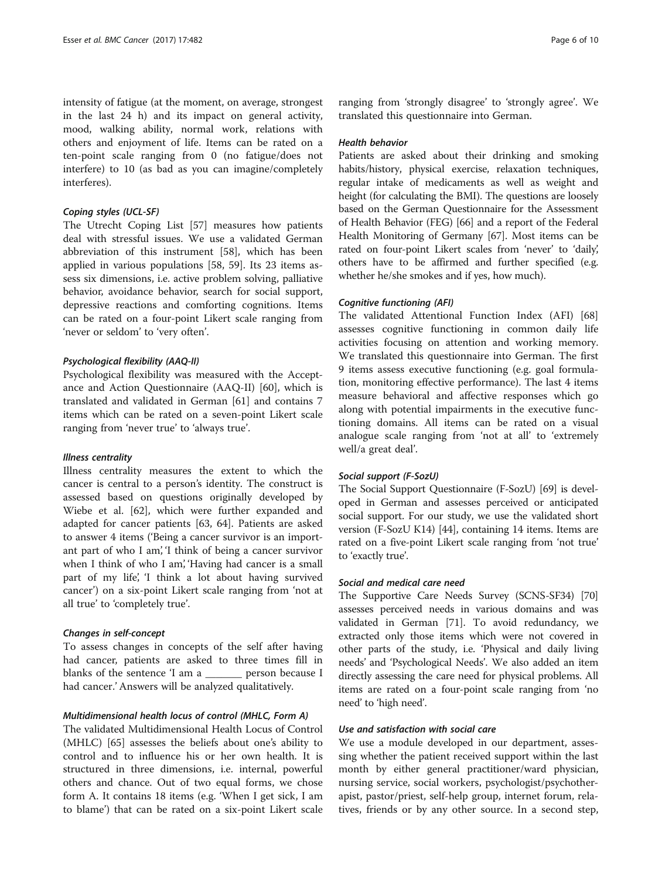intensity of fatigue (at the moment, on average, strongest in the last 24 h) and its impact on general activity, mood, walking ability, normal work, relations with others and enjoyment of life. Items can be rated on a ten-point scale ranging from 0 (no fatigue/does not interfere) to 10 (as bad as you can imagine/completely interferes).

#### *Coping styles (UCL-SF)*

The Utrecht Coping List [57] measures how patients deal with stressful issues. We use a validated German abbreviation of this instrument [58], which has been applied in various populations [58, 59]. Its 23 items assess six dimensions, i.e. active problem solving, palliative behavior, avoidance behavior, search for social support, depressive reactions and comforting cognitions. Items can be rated on a four-point Likert scale ranging from 'never or seldom' to 'very often'.

#### *Psychological flexibility (AAQ-II)*

Psychological flexibility was measured with the Acceptance and Action Questionnaire (AAQ-II) [60], which is translated and validated in German [61] and contains 7 items which can be rated on a seven-point Likert scale ranging from 'never true' to 'always true'.

#### *Illness centrality*

Illness centrality measures the extent to which the cancer is central to a person's identity. The construct is assessed based on questions originally developed by Wiebe et al. [62], which were further expanded and adapted for cancer patients [63, 64]. Patients are asked to answer 4 items ('Being a cancer survivor is an important part of who I am', 'I think of being a cancer survivor when I think of who I am', 'Having had cancer is a small part of my life', 'I think a lot about having survived cancer') on a six-point Likert scale ranging from 'not at all true' to 'completely true'.

#### *Changes in self-concept*

To assess changes in concepts of the self after having had cancer, patients are asked to three times fill in blanks of the sentence 'I am a _______ person because I had cancer.' Answers will be analyzed qualitatively.

#### *Multidimensional health locus of control (MHLC, Form A)*

The validated Multidimensional Health Locus of Control (MHLC) [65] assesses the beliefs about one's ability to control and to influence his or her own health. It is structured in three dimensions, i.e. internal, powerful others and chance. Out of two equal forms, we chose form A. It contains 18 items (e.g. 'When I get sick, I am to blame') that can be rated on a six-point Likert scale ranging from 'strongly disagree' to 'strongly agree'. We translated this questionnaire into German.

#### *Health behavior*

Patients are asked about their drinking and smoking habits/history, physical exercise, relaxation techniques, regular intake of medicaments as well as weight and height (for calculating the BMI). The questions are loosely based on the German Questionnaire for the Assessment of Health Behavior (FEG) [66] and a report of the Federal Health Monitoring of Germany [67]. Most items can be rated on four-point Likert scales from 'never' to 'daily', others have to be affirmed and further specified (e.g. whether he/she smokes and if yes, how much).

#### *Cognitive functioning (AFI)*

The validated Attentional Function Index (AFI) [68] assesses cognitive functioning in common daily life activities focusing on attention and working memory. We translated this questionnaire into German. The first 9 items assess executive functioning (e.g. goal formulation, monitoring effective performance). The last 4 items measure behavioral and affective responses which go along with potential impairments in the executive functioning domains. All items can be rated on a visual analogue scale ranging from 'not at all' to 'extremely well/a great deal'.

#### *Social support (F-SozU)*

The Social Support Questionnaire (F-SozU) [69] is developed in German and assesses perceived or anticipated social support. For our study, we use the validated short version (F-SozU K14) [44], containing 14 items. Items are rated on a five-point Likert scale ranging from 'not true' to 'exactly true'.

#### *Social and medical care need*

The Supportive Care Needs Survey (SCNS-SF34) [70] assesses perceived needs in various domains and was validated in German [71]. To avoid redundancy, we extracted only those items which were not covered in other parts of the study, i.e. 'Physical and daily living needs' and 'Psychological Needs'. We also added an item directly assessing the care need for physical problems. All items are rated on a four-point scale ranging from 'no need' to 'high need'.

#### *Use and satisfaction with social care*

We use a module developed in our department, assessing whether the patient received support within the last month by either general practitioner/ward physician, nursing service, social workers, psychologist/psychotherapist, pastor/priest, self-help group, internet forum, relatives, friends or by any other source. In a second step,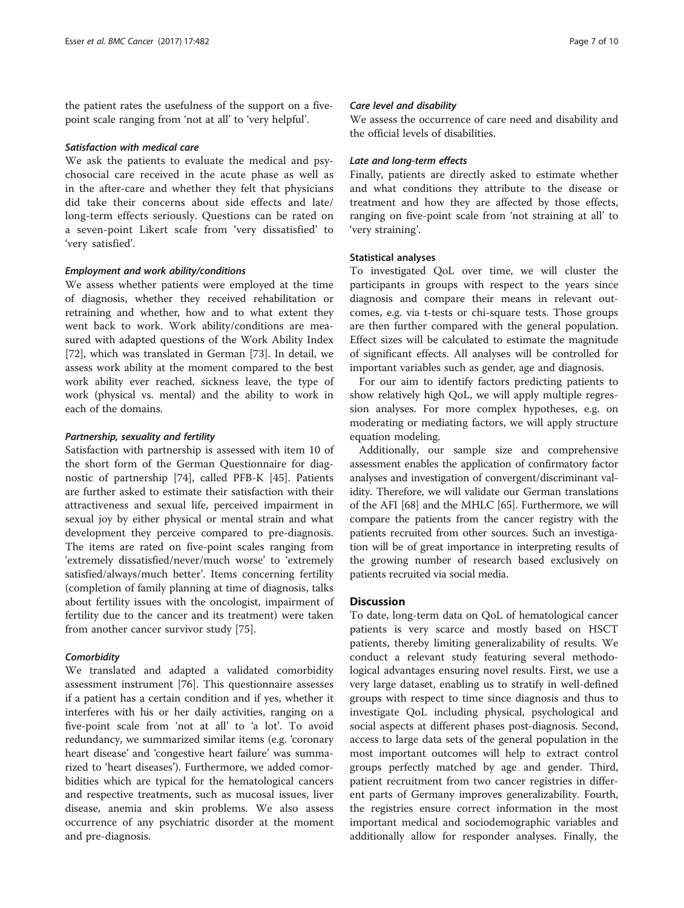the patient rates the usefulness of the support on a five-point scale ranging from 'not at all' to 'very helpful'.

#### *Satisfaction with medical care*

We ask the patients to evaluate the medical and psychosocial care received in the acute phase as well as in the after-care and whether they felt that physicians did take their concerns about side effects and late/long-term effects seriously. Questions can be rated on a seven-point Likert scale from 'very dissatisfied' to 'very satisfied'.

#### *Employment and work ability/conditions*

We assess whether patients were employed at the time of diagnosis, whether they received rehabilitation or retraining and whether, how and to what extent they went back to work. Work ability/conditions are measured with adapted questions of the Work Ability Index [72], which was translated in German [73]. In detail, we assess work ability at the moment compared to the best work ability ever reached, sickness leave, the type of work (physical vs. mental) and the ability to work in each of the domains.

#### *Partnership, sexuality and fertility*

Satisfaction with partnership is assessed with item 10 of the short form of the German Questionnaire for diagnostic of partnership [74], called PFB-K [45]. Patients are further asked to estimate their satisfaction with their attractiveness and sexual life, perceived impairment in sexual joy by either physical or mental strain and what development they perceive compared to pre-diagnosis. The items are rated on five-point scales ranging from 'extremely dissatisfied/never/much worse' to 'extremely satisfied/always/much better'. Items concerning fertility (completion of family planning at time of diagnosis, talks about fertility issues with the oncologist, impairment of fertility due to the cancer and its treatment) were taken from another cancer survivor study [75].

#### *Comorbidity*

We translated and adapted a validated comorbidity assessment instrument [76]. This questionnaire assesses if a patient has a certain condition and if yes, whether it interferes with his or her daily activities, ranging on a five-point scale from 'not at all' to 'a lot'. To avoid redundancy, we summarized similar items (e.g. 'coronary heart disease' and 'congestive heart failure' was summarized to 'heart diseases'). Furthermore, we added comorbidities which are typical for the hematological cancers and respective treatments, such as mucosal issues, liver disease, anemia and skin problems. We also assess occurrence of any psychiatric disorder at the moment and pre-diagnosis.

#### *Care level and disability*

We assess the occurrence of care need and disability and the official levels of disabilities.

#### *Late and long-term effects*

Finally, patients are directly asked to estimate whether and what conditions they attribute to the disease or treatment and how they are affected by those effects, ranging on five-point scale from 'not straining at all' to 'very straining'.

### Statistical analyses

To investigated QoL over time, we will cluster the participants in groups with respect to the years since diagnosis and compare their means in relevant outcomes, e.g. via t-tests or chi-square tests. Those groups are then further compared with the general population. Effect sizes will be calculated to estimate the magnitude of significant effects. All analyses will be controlled for important variables such as gender, age and diagnosis.

For our aim to identify factors predicting patients to show relatively high QoL, we will apply multiple regression analyses. For more complex hypotheses, e.g. on moderating or mediating factors, we will apply structure equation modeling.

Additionally, our sample size and comprehensive assessment enables the application of confirmatory factor analyses and investigation of convergent/discriminant validity. Therefore, we will validate our German translations of the AFI [68] and the MHLC [65]. Furthermore, we will compare the patients from the cancer registry with the patients recruited from other sources. Such an investigation will be of great importance in interpreting results of the growing number of research based exclusively on patients recruited via social media.

## Discussion

To date, long-term data on QoL of hematological cancer patients is very scarce and mostly based on HSCT patients, thereby limiting generalizability of results. We conduct a relevant study featuring several methodological advantages ensuring novel results. First, we use a very large dataset, enabling us to stratify in well-defined groups with respect to time since diagnosis and thus to investigate QoL including physical, psychological and social aspects at different phases post-diagnosis. Second, access to large data sets of the general population in the most important outcomes will help to extract control groups perfectly matched by age and gender. Third, patient recruitment from two cancer registries in different parts of Germany improves generalizability. Fourth, the registries ensure correct information in the most important medical and sociodemographic variables and additionally allow for responder analyses. Finally, the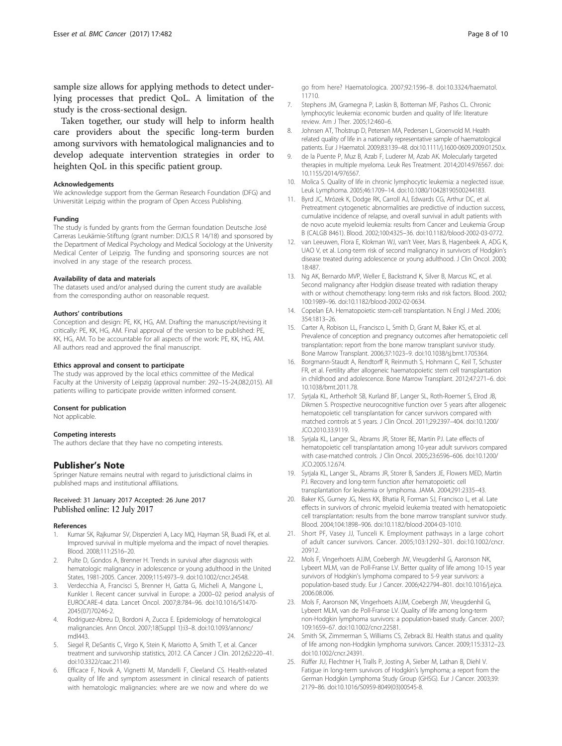sample size allows for applying methods to detect underlying processes that predict QoL. A limitation of the study is the cross-sectional design.

Taken together, our study will help to inform health care providers about the specific long-term burden among survivors with hematological malignancies and to develop adequate intervention strategies in order to heighten QoL in this specific patient group.

#### Acknowledgements
We acknowledge support from the German Research Foundation (DFG) and Universität Leipzig within the program of Open Access Publishing.

#### Funding
The study is funded by grants from the German foundation Deutsche José Carreras Leukämie-Stiftung (grant number: DJCLS R 14/18) and sponsored by the Department of Medical Psychology and Medical Sociology at the University Medical Center of Leipzig. The funding and sponsoring sources are not involved in any stage of the research process.

#### Availability of data and materials
The datasets used and/or analysed during the current study are available from the corresponding author on reasonable request.

#### Authors' contributions
Conception and design: PE, KK, HG, AM. Drafting the manuscript/revising it critically: PE, KK, HG, AM. Final approval of the version to be published: PE, KK, HG, AM. To be accountable for all aspects of the work: PE, KK, HG, AM. All authors read and approved the final manuscript.

#### Ethics approval and consent to participate
The study was approved by the local ethics committee of the Medical Faculty at the University of Leipzig (approval number: 292–15-24,082,015). All patients willing to participate provide written informed consent.

#### Consent for publication
Not applicable.

#### Competing interests
The authors declare that they have no competing interests.

## Publisher's Note
Springer Nature remains neutral with regard to jurisdictional claims in published maps and institutional affiliations.

Received: 31 January 2017 Accepted: 26 June 2017
Published online: 12 July 2017

#### References
1. Kumar SK, Rajkumar SV, Dispenzieri A, Lacy MQ, Hayman SR, Buadi FK, et al. Improved survival in multiple myeloma and the impact of novel therapies. Blood. 2008;111:2516–20.
2. Pulte D, Gondos A, Brenner H. Trends in survival after diagnosis with hematologic malignancy in adolescence or young adulthood in the United States, 1981-2005. Cancer. 2009;115:4973–9. doi:10.1002/cncr.24548.
3. Verdecchia A, Francisci S, Brenner H, Gatta G, Micheli A, Mangone L, Kunkler I. Recent cancer survival in Europe: a 2000–02 period analysis of EUROCARE-4 data. Lancet Oncol. 2007;8:784–96. doi:10.1016/S1470-2045(07)70246-2.
4. Rodriguez-Abreu D, Bordoni A, Zucca E. Epidemiology of hematological malignancies. Ann Oncol. 2007;18(Suppl 1):i3–8. doi:10.1093/annonc/mdl443.
5. Siegel R, DeSantis C, Virgo K, Stein K, Mariotto A, Smith T, et al. Cancer treatment and survivorship statistics, 2012. CA Cancer J Clin. 2012;62:220–41. doi:10.3322/caac.21149.
6. Efficace F, Novik A, Vignetti M, Mandelli F, Cleeland CS. Health-related quality of life and symptom assessment in clinical research of patients with hematologic malignancies: where are we now and where do we go from here? Haematologica. 2007;92:1596–8. doi:10.3324/haematol.11710.
7. Stephens JM, Gramegna P, Laskin B, Botteman MF, Pashos CL. Chronic lymphocytic leukemia: economic burden and quality of life: literature review. Am J Ther. 2005;12:460–6.
8. Johnsen AT, Tholstrup D, Petersen MA, Pedersen L, Groenvold M. Health related quality of life in a nationally representative sample of haematological patients. Eur J Haematol. 2009;83:139–48. doi:10.1111/j.1600-0609.2009.01250.x.
9. de la Puente P, Muz B, Azab F, Luderer M, Azab AK. Molecularly targeted therapies in multiple myeloma. Leuk Res Treatment. 2014;2014:976567. doi:10.1155/2014/976567.
10. Molica S. Quality of life in chronic lymphocytic leukemia: a neglected issue. Leuk Lymphoma. 2005;46:1709–14. doi:10.1080/10428190500244183.
11. Byrd JC, Mrózek K, Dodge RK, Carroll AJ, Edwards CG, Arthur DC, et al. Pretreatment cytogenetic abnormalities are predictive of induction success, cumulative incidence of relapse, and overall survival in adult patients with de novo acute myeloid leukemia: results from Cancer and Leukemia Group B (CALGB 8461). Blood. 2002;100:4325–36. doi:10.1182/blood-2002-03-0772.
12. van Leeuwen, Flora E, Klokman WJ, van't Veer, Mars B, Hagenbeek A, ADG K, UAO V, et al. Long-term risk of second malignancy in survivors of Hodgkin's disease treated during adolescence or young adulthood. J Clin Oncol. 2000;18:487.
13. Ng AK, Bernardo MVP, Weller E, Backstrand K, Silver B, Marcus KC, et al. Second malignancy after Hodgkin disease treated with radiation therapy with or without chemotherapy: long-term risks and risk factors. Blood. 2002;100:1989–96. doi:10.1182/blood-2002-02-0634.
14. Copelan EA. Hematopoietic stem-cell transplantation. N Engl J Med. 2006;354:1813–26.
15. Carter A, Robison LL, Francisco L, Smith D, Grant M, Baker KS, et al. Prevalence of conception and pregnancy outcomes after hematopoietic cell transplantation: report from the bone marrow transplant survivor study. Bone Marrow Transplant. 2006;37:1023–9. doi:10.1038/sj.bmt.1705364.
16. Borgmann-Staudt A, Rendtorff R, Reinmuth S, Hohmann C, Keil T, Schuster FR, et al. Fertility after allogeneic haematopoietic stem cell transplantation in childhood and adolescence. Bone Marrow Transplant. 2012;47:271–6. doi:10.1038/bmt.2011.78.
17. Syrjala KL, Artherholt SB, Kurland BF, Langer SL, Roth-Roemer S, Elrod JB, Dikmen S. Prospective neurocognitive function over 5 years after allogeneic hematopoietic cell transplantation for cancer survivors compared with matched controls at 5 years. J Clin Oncol. 2011;29:2397–404. doi:10.1200/JCO.2010.33.9119.
18. Syrjala KL, Langer SL, Abrams JR, Storer BE, Martin PJ. Late effects of hematopoietic cell transplantation among 10-year adult survivors compared with case-matched controls. J Clin Oncol. 2005;23:6596–606. doi:10.1200/JCO.2005.12.674.
19. Syrjala KL, Langer SL, Abrams JR, Storer B, Sanders JE, Flowers MED, Martin PJ. Recovery and long-term function after hematopoietic cell transplantation for leukemia or lymphoma. JAMA. 2004;291:2335–43.
20. Baker KS, Gurney JG, Ness KK, Bhatia R, Forman SJ, Francisco L, et al. Late effects in survivors of chronic myeloid leukemia treated with hematopoietic cell transplantation: results from the bone marrow transplant survivor study. Blood. 2004;104:1898–906. doi:10.1182/blood-2004-03-1010.
21. Short PF, Vasey JJ, Tunceli K. Employment pathways in a large cohort of adult cancer survivors. Cancer. 2005;103:1292–301. doi:10.1002/cncr.20912.
22. Mols F, Vingerhoets AJJM, Coebergh JW, Vreugdenhil G, Aaronson NK, Lybeert MLM, van de Poll-Franse LV. Better quality of life among 10-15 year survivors of Hodgkin's lymphoma compared to 5-9 year survivors: a population-based study. Eur J Cancer. 2006;42:2794–801. doi:10.1016/j.ejca.2006.08.006.
23. Mols F, Aaronson NK, Vingerhoets AJJM, Coebergh JW, Vreugdenhil G, Lybeert MLM, van de Poll-Franse LV. Quality of life among long-term non-Hodgkin lymphoma survivors: a population-based study. Cancer. 2007;109:1659–67. doi:10.1002/cncr.22581.
24. Smith SK, Zimmerman S, Williams CS, Zebrack BJ. Health status and quality of life among non-Hodgkin lymphoma survivors. Cancer. 2009;115:3312–23. doi:10.1002/cncr.24391.
25. Rüffer JU, Flechtner H, Tralls P, Josting A, Sieber M, Lathan B, Diehl V. Fatigue in long-term survivors of Hodgkin's lymphoma; a report from the German Hodgkin Lymphoma Study Group (GHSG). Eur J Cancer. 2003;39:2179–86. doi:10.1016/S0959-8049(03)00545-8.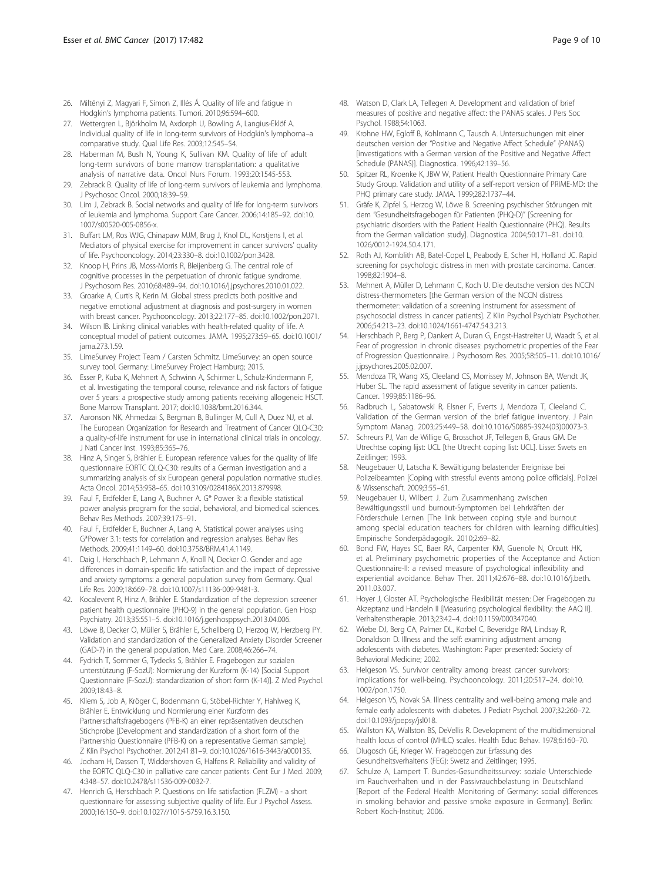26. Miltényi Z, Magyari F, Simon Z, Illés Á. Quality of life and fatigue in Hodgkin's lymphoma patients. Tumori. 2010;96:594–600.
27. Wettergren L, Björkholm M, Axdorph U, Bowling A, Langius-Eklöf A. Individual quality of life in long-term survivors of Hodgkin's lymphoma–a comparative study. Qual Life Res. 2003;12:545–54.
28. Haberman M, Bush N, Young K, Sullivan KM. Quality of life of adult long-term survivors of bone marrow transplantation: a qualitative analysis of narrative data. Oncol Nurs Forum. 1993;20:1545-553.
29. Zebrack B. Quality of life of long-term survivors of leukemia and lymphoma. J Psychosoc Oncol. 2000;18:39–59.
30. Lim J, Zebrack B. Social networks and quality of life for long-term survivors of leukemia and lymphoma. Support Care Cancer. 2006;14:185–92. doi:10.1007/s00520-005-0856-x.
31. Buffart LM, Ros WJG, Chinapaw MJM, Brug J, Knol DL, Korstjens I, et al. Mediators of physical exercise for improvement in cancer survivors' quality of life. Psychooncology. 2014;23:330–8. doi:10.1002/pon.3428.
32. Knoop H, Prins JB, Moss-Morris R, Bleijenberg G. The central role of cognitive processes in the perpetuation of chronic fatigue syndrome. J Psychosom Res. 2010;68:489–94. doi:10.1016/j.jpsychores.2010.01.022.
33. Groarke A, Curtis R, Kerin M. Global stress predicts both positive and negative emotional adjustment at diagnosis and post-surgery in women with breast cancer. Psychooncology. 2013;22:177–85. doi:10.1002/pon.2071.
34. Wilson IB. Linking clinical variables with health-related quality of life. A conceptual model of patient outcomes. JAMA. 1995;273:59–65. doi:10.1001/jama.273.1.59.
35. LimeSurvey Project Team / Carsten Schmitz. LimeSurvey: an open source survey tool. Germany: LimeSurvey Project Hamburg; 2015.
36. Esser P, Kuba K, Mehnert A, Schwinn A, Schirmer L, Schulz-Kindermann F, et al. Investigating the temporal course, relevance and risk factors of fatigue over 5 years: a prospective study among patients receiving allogeneic HSCT. Bone Marrow Transplant. 2017; doi:10.1038/bmt.2016.344.
37. Aaronson NK, Ahmedzai S, Bergman B, Bullinger M, Cull A, Duez NJ, et al. The European Organization for Research and Treatment of Cancer QLQ-C30: a quality-of-life instrument for use in international clinical trials in oncology. J Natl Cancer Inst. 1993;85:365–76.
38. Hinz A, Singer S, Brähler E. European reference values for the quality of life questionnaire EORTC QLQ-C30: results of a German investigation and a summarizing analysis of six European general population normative studies. Acta Oncol. 2014;53:958–65. doi:10.3109/0284186X.2013.879998.
39. Faul F, Erdfelder E, Lang A, Buchner A. G* Power 3: a flexible statistical power analysis program for the social, behavioral, and biomedical sciences. Behav Res Methods. 2007;39:175–91.
40. Faul F, Erdfelder E, Buchner A, Lang A. Statistical power analyses using G*Power 3.1: tests for correlation and regression analyses. Behav Res Methods. 2009;41:1149–60. doi:10.3758/BRM.41.4.1149.
41. Daig I, Herschbach P, Lehmann A, Knoll N, Decker O. Gender and age differences in domain-specific life satisfaction and the impact of depressive and anxiety symptoms: a general population survey from Germany. Qual Life Res. 2009;18:669–78. doi:10.1007/s11136-009-9481-3.
42. Kocalevent R, Hinz A, Brähler E. Standardization of the depression screener patient health questionnaire (PHQ-9) in the general population. Gen Hosp Psychiatry. 2013;35:551–5. doi:10.1016/j.genhosppsych.2013.04.006.
43. Löwe B, Decker O, Müller S, Brähler E, Schellberg D, Herzog W, Herzberg PY. Validation and standardization of the Generalized Anxiety Disorder Screener (GAD-7) in the general population. Med Care. 2008;46:266–74.
44. Fydrich T, Sommer G, Tydecks S, Brähler E. Fragebogen zur sozialen unterstützung (F-SozU): Normierung der Kurzform (K-14) [Social Support Questionnaire (F-SozU): standardization of short form (K-14)]. Z Med Psychol. 2009;18:43–8.
45. Kliem S, Job A, Kröger C, Bodenmann G, Stöbel-Richter Y, Hahlweg K, Brähler E. Entwicklung und Normierung einer Kurzform des Partnerschaftsfragebogens (PFB-K) an einer repräsentativen deutschen Stichprobe [Development and standardization of a short form of the Partnership Questionnaire (PFB-K) on a representative German sample]. Z Klin Psychol Psychother. 2012;41:81–9. doi:10.1026/1616-3443/a000135.
46. Jocham H, Dassen T, Widdershoven G, Halfens R. Reliability and validity of the EORTC QLQ-C30 in palliative care cancer patients. Cent Eur J Med. 2009;4:348–57. doi:10.2478/s11536-009-0032-7.
47. Henrich G, Herschbach P. Questions on life satisfaction (FLZM) - a short questionnaire for assessing subjective quality of life. Eur J Psychol Assess. 2000;16:150–9. doi:10.1027//1015-5759.16.3.150.
48. Watson D, Clark LA, Tellegen A. Development and validation of brief measures of positive and negative affect: the PANAS scales. J Pers Soc Psychol. 1988;54:1063.
49. Krohne HW, Egloff B, Kohlmann C, Tausch A. Untersuchungen mit einer deutschen version der "Positive and Negative Affect Schedule" (PANAS) [investigations with a German version of the Positive and Negative Affect Schedule (PANAS)]. Diagnostica. 1996;42:139–56.
50. Spitzer RL, Kroenke K, JBW W, Patient Health Questionnaire Primary Care Study Group. Validation and utility of a self-report version of PRIME-MD: the PHQ primary care study. JAMA. 1999;282:1737–44.
51. Gräfe K, Zipfel S, Herzog W, Löwe B. Screening psychischer Störungen mit dem "Gesundheitsfragebogen für Patienten (PHQ-D)" [Screening for psychiatric disorders with the Patient Health Questionnaire (PHQ). Results from the German validation study]. Diagnostica. 2004;50:171–81. doi:10.1026/0012-1924.50.4.171.
52. Roth AJ, Kornblith AB, Batel-Copel L, Peabody E, Scher HI, Holland JC. Rapid screening for psychologic distress in men with prostate carcinoma. Cancer. 1998;82:1904–8.
53. Mehnert A, Müller D, Lehmann C, Koch U. Die deutsche version des NCCN distress-thermometers [the German version of the NCCN distress thermometer: validation of a screening instrument for assessment of psychosocial distress in cancer patients]. Z Klin Psychol Psychiatr Psychother. 2006;54:213–23. doi:10.1024/1661-4747.54.3.213.
54. Herschbach P, Berg P, Dankert A, Duran G, Engst-Hastreiter U, Waadt S, et al. Fear of progression in chronic diseases: psychometric properties of the Fear of Progression Questionnaire. J Psychosom Res. 2005;58:505–11. doi:10.1016/j.jpsychores.2005.02.007.
55. Mendoza TR, Wang XS, Cleeland CS, Morrissey M, Johnson BA, Wendt JK, Huber SL. The rapid assessment of fatigue severity in cancer patients. Cancer. 1999;85:1186–96.
56. Radbruch L, Sabatowski R, Elsner F, Everts J, Mendoza T, Cleeland C. Validation of the German version of the brief fatigue inventory. J Pain Symptom Manag. 2003;25:449–58. doi:10.1016/S0885-3924(03)00073-3.
57. Schreurs PJ, Van de Willige G, Brosschot JF, Tellegen B, Graus GM. De Utrechtse coping lijst: UCL [the Utrecht coping list: UCL]. Lisse: Swets en Zeitlinger; 1993.
58. Neugebauer U, Latscha K. Bewältigung belastender Ereignisse bei Polizeibeamten [Coping with stressful events among police officials]. Polizei & Wissenschaft. 2009;3:55–61.
59. Neugebauer U, Wilbert J. Zum Zusammenhang zwischen Bewältigungsstil und burnout-Symptomen bei Lehrkräften der Förderschule Lernen [The link between coping style and burnout among special education teachers for children with learning difficulties]. Empirische Sonderpädagogik. 2010;2:69–82.
60. Bond FW, Hayes SC, Baer RA, Carpenter KM, Guenole N, Orcutt HK, et al. Preliminary psychometric properties of the Acceptance and Action Questionnaire-II: a revised measure of psychological inflexibility and experiential avoidance. Behav Ther. 2011;42:676–88. doi:10.1016/j.beth.2011.03.007.
61. Hoyer J, Gloster AT. Psychologische Flexibilität messen: Der Fragebogen zu Akzeptanz und Handeln II [Measuring psychological flexibility: the AAQ II]. Verhaltenstherapie. 2013;23:42–4. doi:10.1159/000347040.
62. Wiebe DJ, Berg CA, Palmer DL, Korbel C, Beveridge RM, Lindsay R, Donaldson D. Illness and the self: examining adjustment among adolescents with diabetes. Washington: Paper presented: Society of Behavioral Medicine; 2002.
63. Helgeson VS. Survivor centrality among breast cancer survivors: implications for well-being. Psychooncology. 2011;20:517–24. doi:10.1002/pon.1750.
64. Helgeson VS, Novak SA. Illness centrality and well-being among male and female early adolescents with diabetes. J Pediatr Psychol. 2007;32:260–72. doi:10.1093/jpepsy/jsl018.
65. Wallston KA, Wallston BS, DeVellis R. Development of the multidimensional health locus of control (MHLC) scales. Health Educ Behav. 1978;6:160–70.
66. Dlugosch GE, Krieger W. Fragebogen zur Erfassung des Gesundheitsverhaltens (FEG): Swetz and Zeitlinger; 1995.
67. Schulze A, Lampert T. Bundes-Gesundheitssurvey: soziale Unterschiede im Rauchverhalten und in der Passivrauchbelastung in Deutschland [Report of the Federal Health Monitoring of Germany: social differences in smoking behavior and passive smoke exposure in Germany]. Berlin: Robert Koch-Institut; 2006.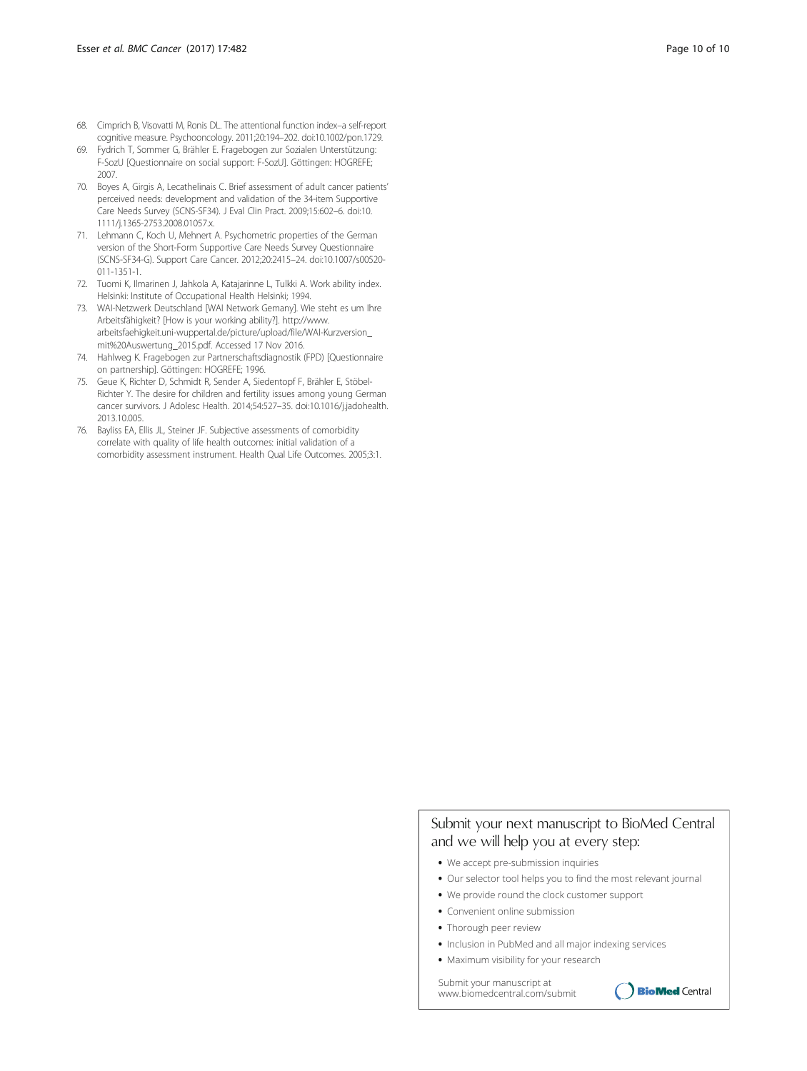68. Cimprich B, Visovatti M, Ronis DL. The attentional function index–a self-report cognitive measure. Psychooncology. 2011;20:194–202. doi:10.1002/pon.1729.
69. Fydrich T, Sommer G, Brähler E. Fragebogen zur Sozialen Unterstützung: F-SozU [Questionnaire on social support: F-SozU]. Göttingen: HOGREFE; 2007.
70. Boyes A, Girgis A, Lecathelinais C. Brief assessment of adult cancer patients' perceived needs: development and validation of the 34-item Supportive Care Needs Survey (SCNS-SF34). J Eval Clin Pract. 2009;15:602–6. doi:10.1111/j.1365-2753.2008.01057.x.
71. Lehmann C, Koch U, Mehnert A. Psychometric properties of the German version of the Short-Form Supportive Care Needs Survey Questionnaire (SCNS-SF34-G). Support Care Cancer. 2012;20:2415–24. doi:10.1007/s00520-011-1351-1.
72. Tuomi K, Ilmarinen J, Jahkola A, Katajarinne L, Tulkki A. Work ability index. Helsinki: Institute of Occupational Health Helsinki; 1994.
73. WAI-Netzwerk Deutschland [WAI Network Gemany]. Wie steht es um Ihre Arbeitsfähigkeit? [How is your working ability?]. http://www.arbeitsfaehigkeit.uni-wuppertal.de/picture/upload/file/WAI-Kurzversion_mit%20Auswertung_2015.pdf. Accessed 17 Nov 2016.
74. Hahlweg K. Fragebogen zur Partnerschaftsdiagnostik (FPD) [Questionnaire on partnership]. Göttingen: HOGREFE; 1996.
75. Geue K, Richter D, Schmidt R, Sender A, Siedentopf F, Brähler E, Stöbel-Richter Y. The desire for children and fertility issues among young German cancer survivors. J Adolesc Health. 2014;54:527–35. doi:10.1016/j.jadohealth.2013.10.005.
76. Bayliss EA, Ellis JL, Steiner JF. Subjective assessments of comorbidity correlate with quality of life health outcomes: initial validation of a comorbidity assessment instrument. Health Qual Life Outcomes. 2005;3:1.

Submit your next manuscript to BioMed Central and we will help you at every step:

- We accept pre-submission inquiries
- Our selector tool helps you to find the most relevant journal
- We provide round the clock customer support
- Convenient online submission
- Thorough peer review
- Inclusion in PubMed and all major indexing services
- Maximum visibility for your research

Submit your manuscript at www.biomedcentral.com/submit

BioMed Central